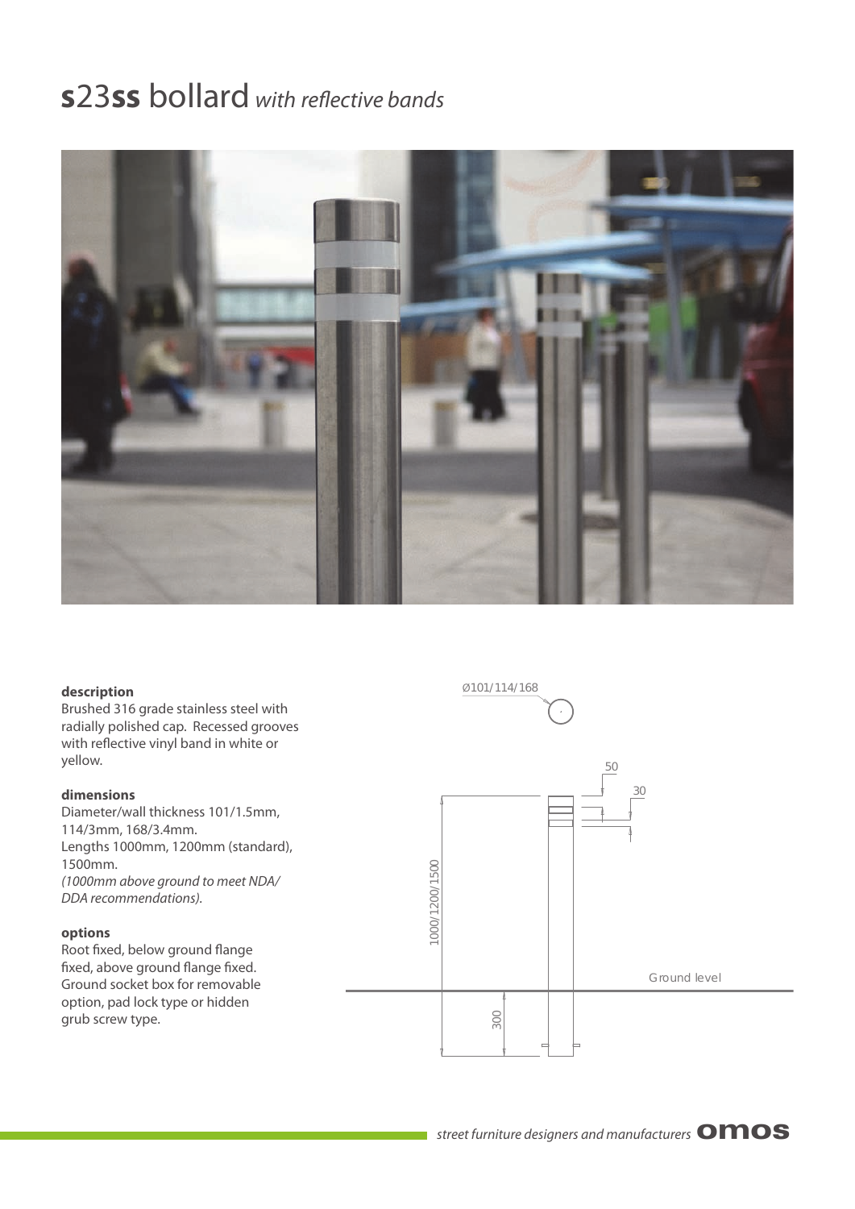# **s**23**ss** bollard *with reflective bands*

### description

Brushed 316 grade stainless steel with radially polished cap. Recessed grooves with reflective vinyl band in white or yellow.

### dimensions

Diameter/wall thickness 101/1.5mm, 114/3mm, 168/3.4mm.
Lengths 1000mm, 1200mm (standard), 1500mm.
*(1000mm above ground to meet NDA/ DDA recommendations).*

### options

Root fixed, below ground flange fixed, above ground flange fixed. Ground socket box for removable option, pad lock type or hidden grub screw type.

Ø101/114/168

50

30

1000/1200/1500

Ground level

300

*street furniture designers and manufacturers* **omos**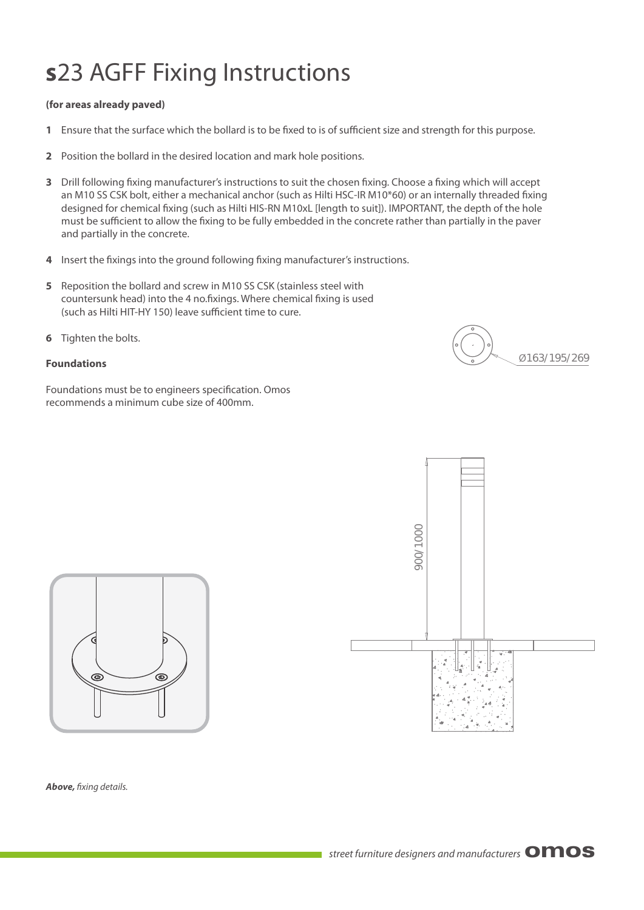# s23 AGFF Fixing Instructions

**(for areas already paved)**

1. Ensure that the surface which the bollard is to be fixed to is of sufficient size and strength for this purpose.

2. Position the bollard in the desired location and mark hole positions.

3. Drill following fixing manufacturer's instructions to suit the chosen fixing. Choose a fixing which will accept an M10 SS CSK bolt, either a mechanical anchor (such as Hilti HSC-IR M10*60) or an internally threaded fixing designed for chemical fixing (such as Hilti HIS-RN M10xL [length to suit]). IMPORTANT, the depth of the hole must be sufficient to allow the fixing to be fully embedded in the concrete rather than partially in the paver and partially in the concrete.

4. Insert the fixings into the ground following fixing manufacturer's instructions.

5. Reposition the bollard and screw in M10 SS CSK (stainless steel with countersunk head) into the 4 no.fixings. Where chemical fixing is used (such as Hilti HIT-HY 150) leave sufficient time to cure.

6. Tighten the bolts.

**Foundations**

Foundations must be to engineers specification. Omos recommends a minimum cube size of 400mm.

Ø163/195/269

900/1000

***Above,*** *fixing details.*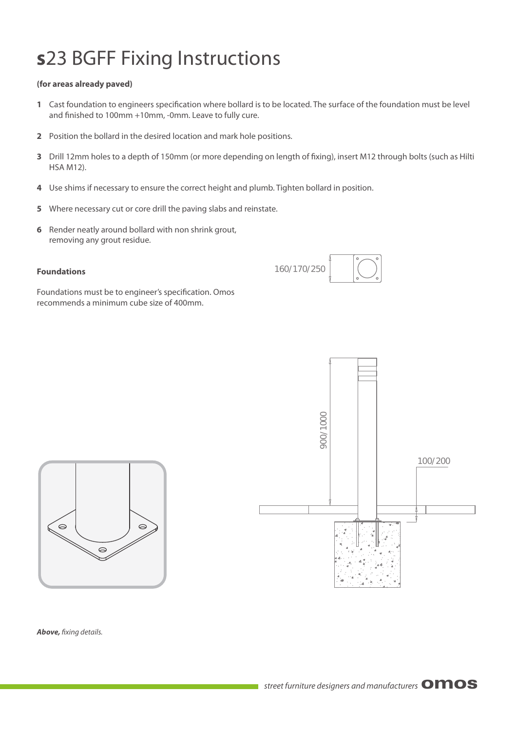# s23 BGFF Fixing Instructions

**(for areas already paved)**

1. Cast foundation to engineers specification where bollard is to be located. The surface of the foundation must be level and finished to 100mm +10mm, -0mm. Leave to fully cure.
2. Position the bollard in the desired location and mark hole positions.
3. Drill 12mm holes to a depth of 150mm (or more depending on length of fixing), insert M12 through bolts (such as Hilti HSA M12).
4. Use shims if necessary to ensure the correct height and plumb. Tighten bollard in position.
5. Where necessary cut or core drill the paving slabs and reinstate.
6. Render neatly around bollard with non shrink grout, removing any grout residue.

**Foundations**

Foundations must be to engineer's specification. Omos recommends a minimum cube size of 400mm.

160/170/250

900/1000

100/200

***Above,*** *fixing details.*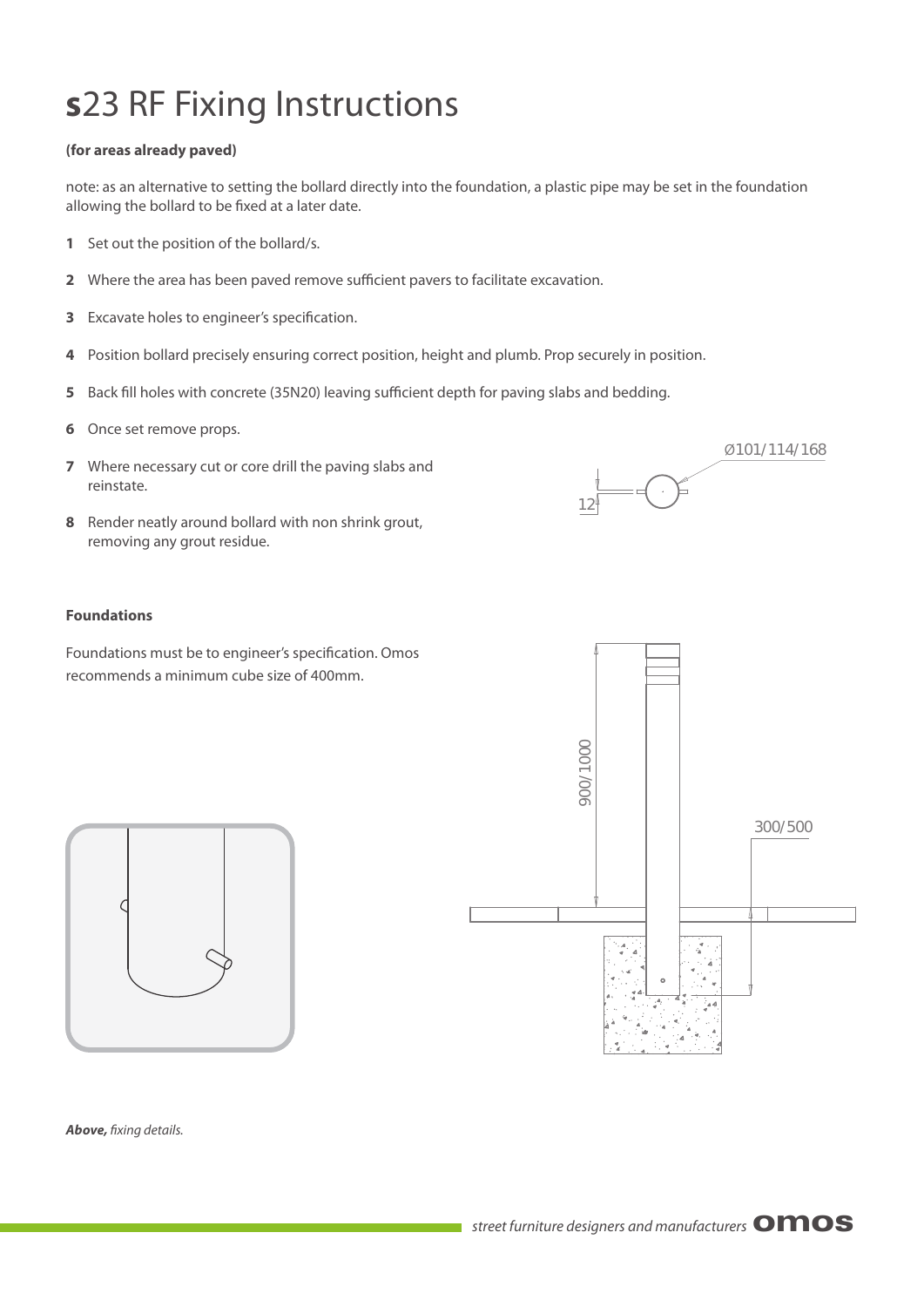# **s**23 RF Fixing Instructions

**(for areas already paved)**

note: as an alternative to setting the bollard directly into the foundation, a plastic pipe may be set in the foundation allowing the bollard to be fixed at a later date.

1. Set out the position of the bollard/s.
2. Where the area has been paved remove sufficient pavers to facilitate excavation.
3. Excavate holes to engineer's specification.
4. Position bollard precisely ensuring correct position, height and plumb. Prop securely in position.
5. Back fill holes with concrete (35N20) leaving sufficient depth for paving slabs and bedding.
6. Once set remove props.
7. Where necessary cut or core drill the paving slabs and reinstate.
8. Render neatly around bollard with non shrink grout, removing any grout residue.

Ø101/114/168

12

**Foundations**

Foundations must be to engineer's specification. Omos recommends a minimum cube size of 400mm.

900/1000

300/500

***Above,*** *fixing details.*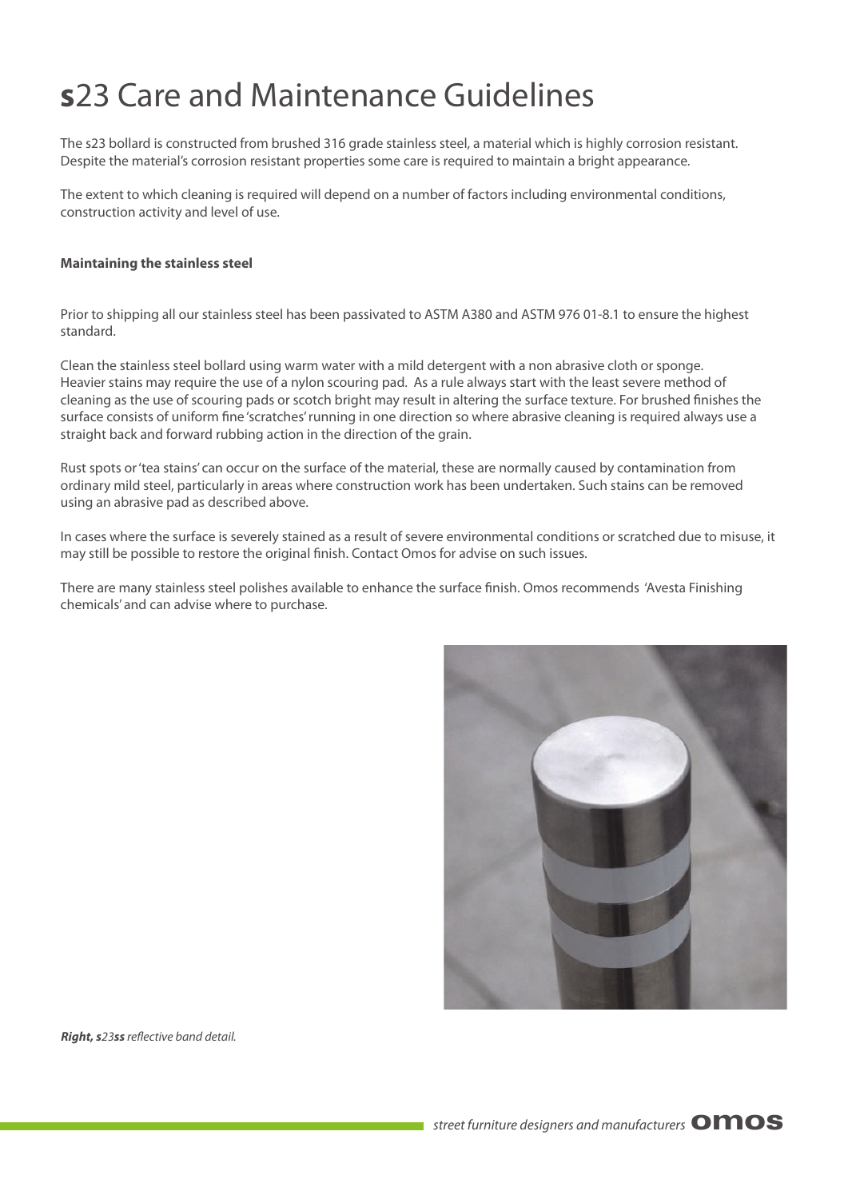# **s**23 Care and Maintenance Guidelines

The s23 bollard is constructed from brushed 316 grade stainless steel, a material which is highly corrosion resistant. Despite the material's corrosion resistant properties some care is required to maintain a bright appearance.

The extent to which cleaning is required will depend on a number of factors including environmental conditions, construction activity and level of use.

**Maintaining the stainless steel**

Prior to shipping all our stainless steel has been passivated to ASTM A380 and ASTM 976 01-8.1 to ensure the highest standard.

Clean the stainless steel bollard using warm water with a mild detergent with a non abrasive cloth or sponge. Heavier stains may require the use of a nylon scouring pad. As a rule always start with the least severe method of cleaning as the use of scouring pads or scotch bright may result in altering the surface texture. For brushed finishes the surface consists of uniform fine 'scratches' running in one direction so where abrasive cleaning is required always use a straight back and forward rubbing action in the direction of the grain.

Rust spots or 'tea stains' can occur on the surface of the material, these are normally caused by contamination from ordinary mild steel, particularly in areas where construction work has been undertaken. Such stains can be removed using an abrasive pad as described above.

In cases where the surface is severely stained as a result of severe environmental conditions or scratched due to misuse, it may still be possible to restore the original finish. Contact Omos for advise on such issues.

There are many stainless steel polishes available to enhance the surface finish. Omos recommends 'Avesta Finishing chemicals' and can advise where to purchase.

***Right, s**23**ss** reflective band detail.*